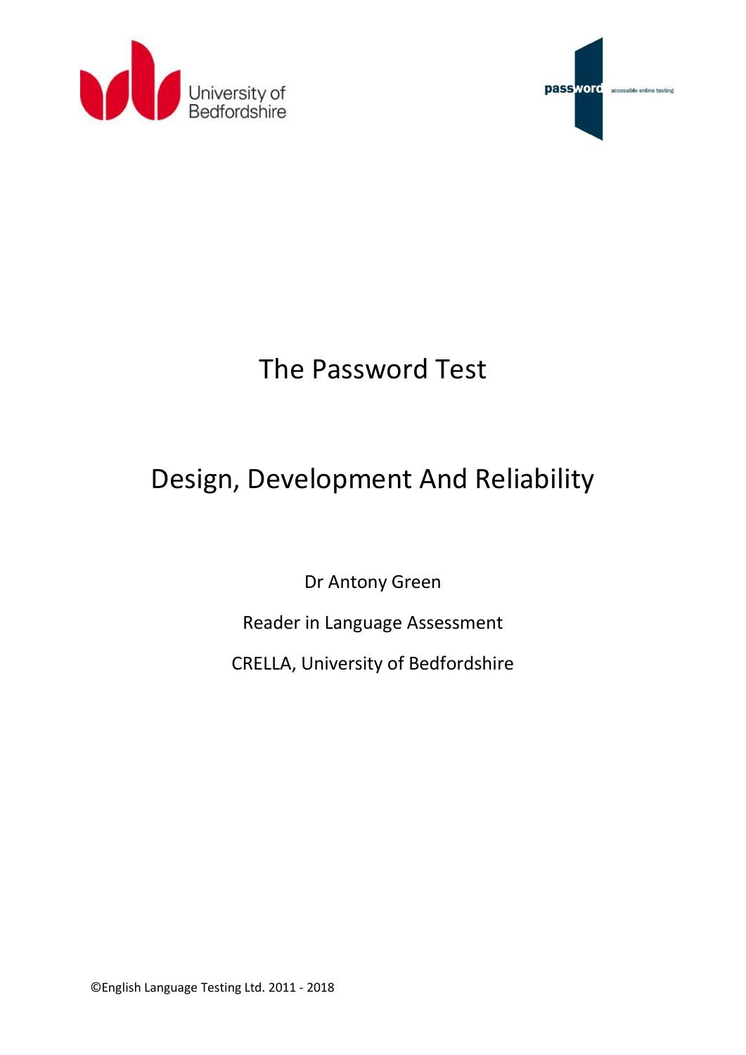University of Bedfordshire

password accessible online testing

# The Password Test

# Design, Development And Reliability

Dr Antony Green

Reader in Language Assessment

CRELLA, University of Bedfordshire

©English Language Testing Ltd. 2011 - 2018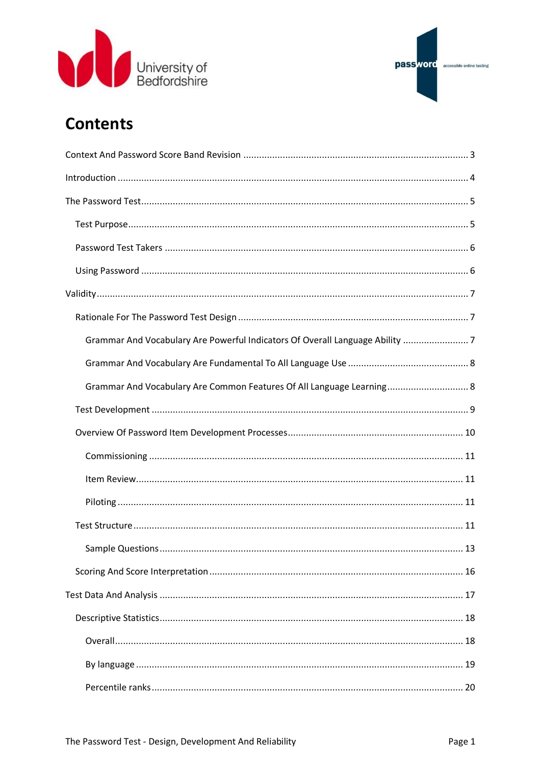# Contents

Context And Password Score Band Revision .......... 3

Introduction .......... 4

The Password Test .......... 5

- Test Purpose .......... 5
- Password Test Takers .......... 6
- Using Password .......... 6

Validity .......... 7

- Rationale For The Password Test Design .......... 7
  - Grammar And Vocabulary Are Powerful Indicators Of Overall Language Ability .......... 7
  - Grammar And Vocabulary Are Fundamental To All Language Use .......... 8
  - Grammar And Vocabulary Are Common Features Of All Language Learning .......... 8
- Test Development .......... 9
- Overview Of Password Item Development Processes .......... 10
  - Commissioning .......... 11
  - Item Review .......... 11
  - Piloting .......... 11
- Test Structure .......... 11
  - Sample Questions .......... 13
- Scoring And Score Interpretation .......... 16

Test Data And Analysis .......... 17

- Descriptive Statistics .......... 18
  - Overall .......... 18
  - By language .......... 19
  - Percentile ranks .......... 20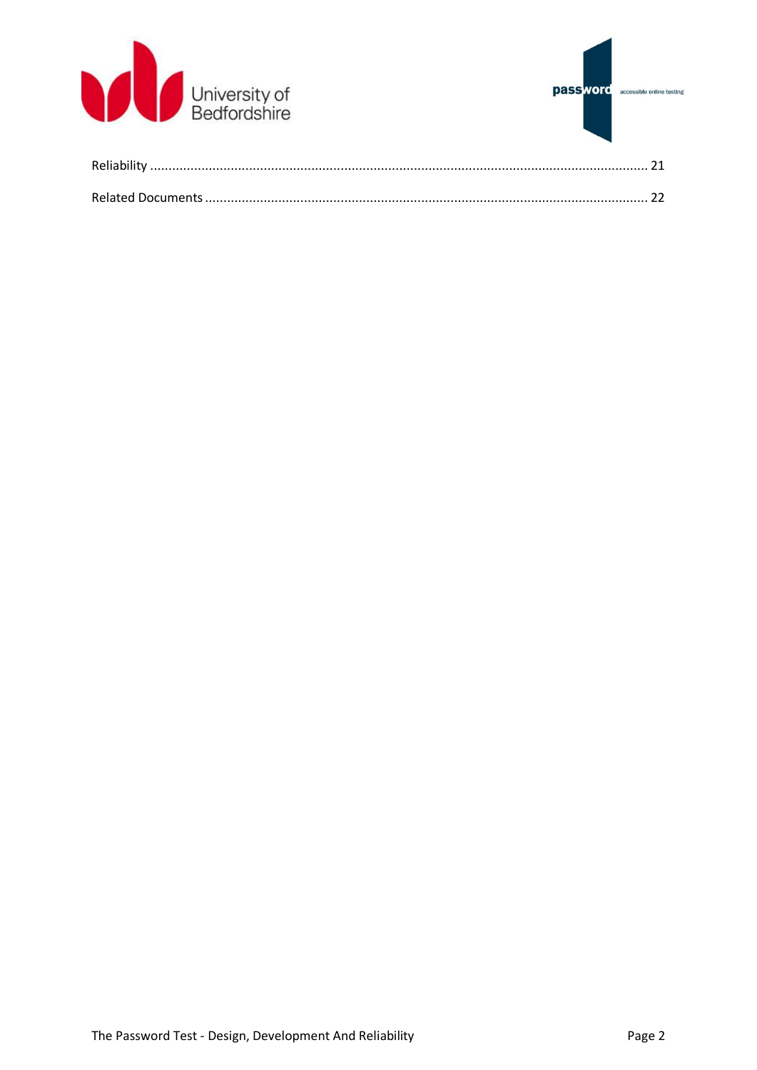Reliability ..................................................................................................................................... 21

Related Documents ....................................................................................................................... 22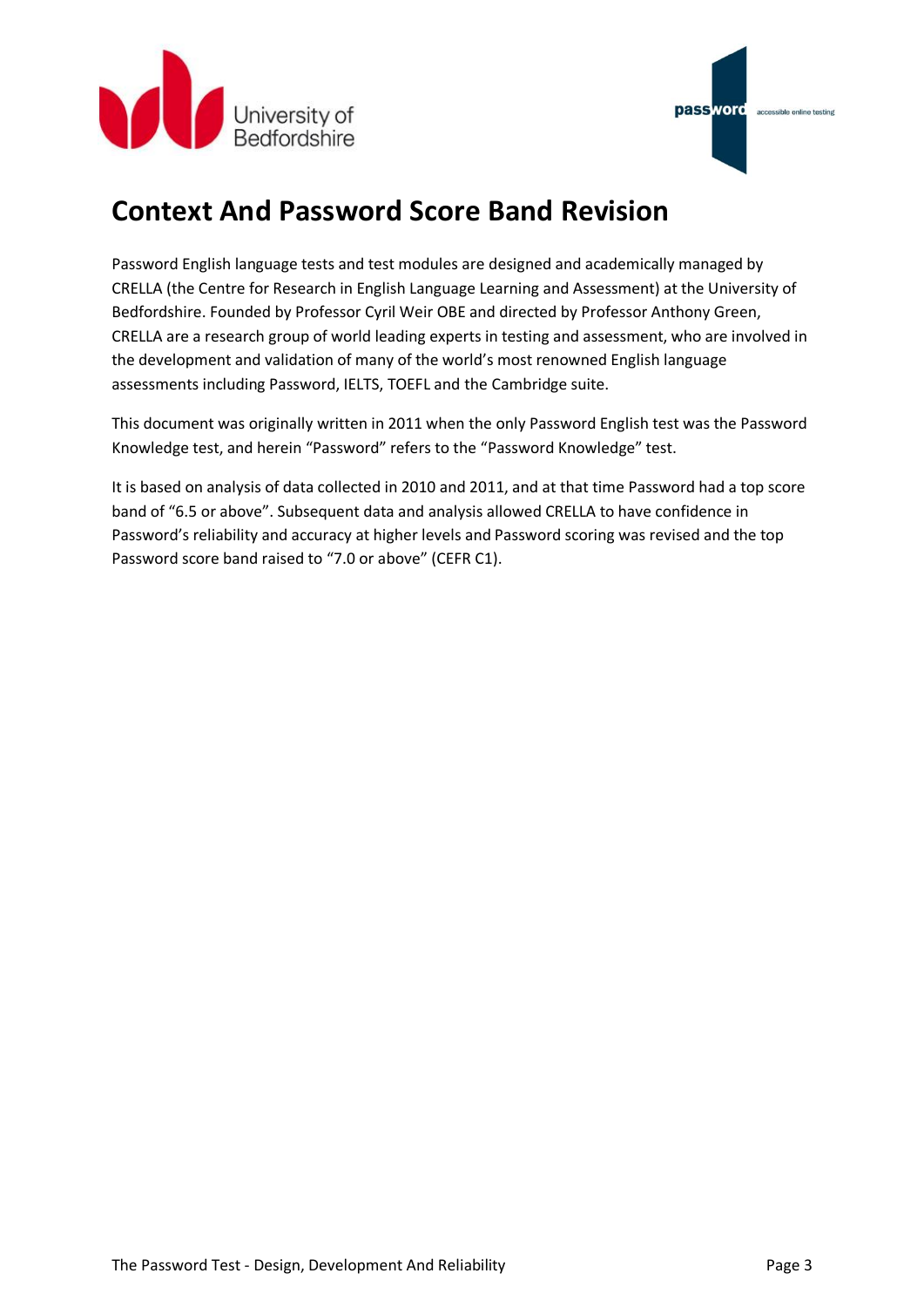# Context And Password Score Band Revision

Password English language tests and test modules are designed and academically managed by CRELLA (the Centre for Research in English Language Learning and Assessment) at the University of Bedfordshire. Founded by Professor Cyril Weir OBE and directed by Professor Anthony Green, CRELLA are a research group of world leading experts in testing and assessment, who are involved in the development and validation of many of the world's most renowned English language assessments including Password, IELTS, TOEFL and the Cambridge suite.

This document was originally written in 2011 when the only Password English test was the Password Knowledge test, and herein "Password" refers to the "Password Knowledge" test.

It is based on analysis of data collected in 2010 and 2011, and at that time Password had a top score band of "6.5 or above". Subsequent data and analysis allowed CRELLA to have confidence in Password's reliability and accuracy at higher levels and Password scoring was revised and the top Password score band raised to "7.0 or above" (CEFR C1).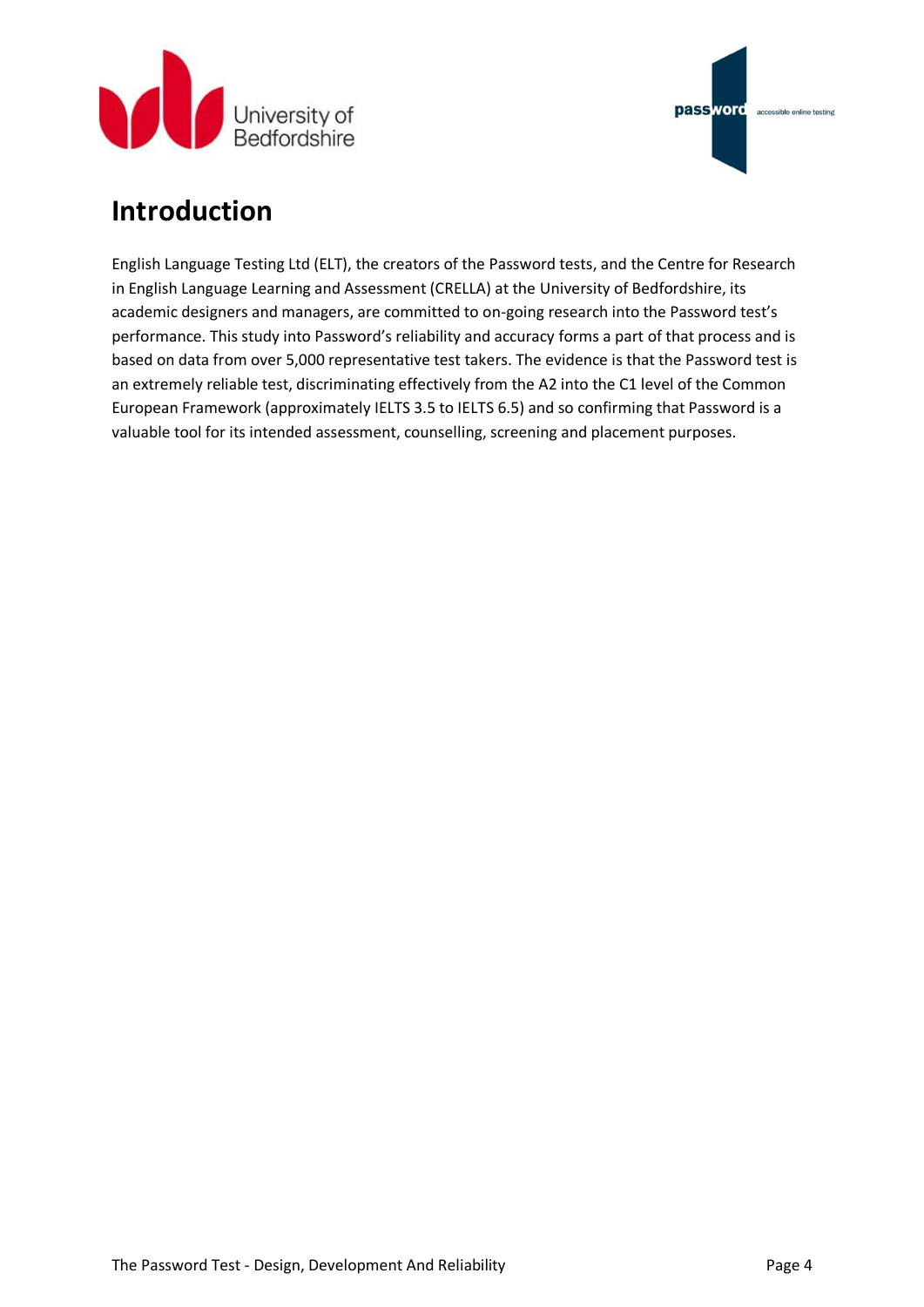# Introduction

English Language Testing Ltd (ELT), the creators of the Password tests, and the Centre for Research in English Language Learning and Assessment (CRELLA) at the University of Bedfordshire, its academic designers and managers, are committed to on-going research into the Password test's performance. This study into Password's reliability and accuracy forms a part of that process and is based on data from over 5,000 representative test takers. The evidence is that the Password test is an extremely reliable test, discriminating effectively from the A2 into the C1 level of the Common European Framework (approximately IELTS 3.5 to IELTS 6.5) and so confirming that Password is a valuable tool for its intended assessment, counselling, screening and placement purposes.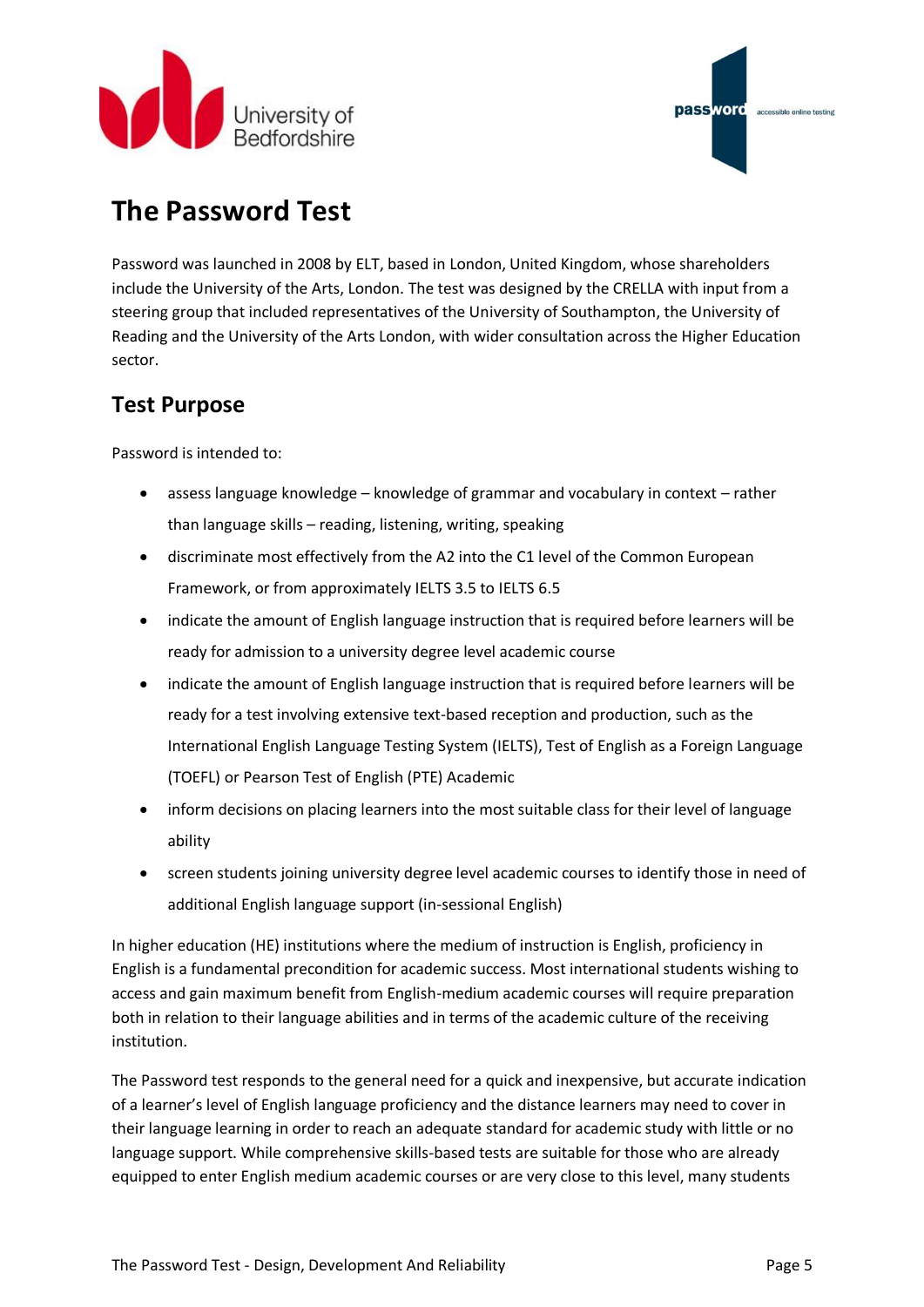# The Password Test

Password was launched in 2008 by ELT, based in London, United Kingdom, whose shareholders include the University of the Arts, London. The test was designed by the CRELLA with input from a steering group that included representatives of the University of Southampton, the University of Reading and the University of the Arts London, with wider consultation across the Higher Education sector.

## Test Purpose

Password is intended to:

- assess language knowledge – knowledge of grammar and vocabulary in context – rather than language skills – reading, listening, writing, speaking
- discriminate most effectively from the A2 into the C1 level of the Common European Framework, or from approximately IELTS 3.5 to IELTS 6.5
- indicate the amount of English language instruction that is required before learners will be ready for admission to a university degree level academic course
- indicate the amount of English language instruction that is required before learners will be ready for a test involving extensive text-based reception and production, such as the International English Language Testing System (IELTS), Test of English as a Foreign Language (TOEFL) or Pearson Test of English (PTE) Academic
- inform decisions on placing learners into the most suitable class for their level of language ability
- screen students joining university degree level academic courses to identify those in need of additional English language support (in-sessional English)

In higher education (HE) institutions where the medium of instruction is English, proficiency in English is a fundamental precondition for academic success. Most international students wishing to access and gain maximum benefit from English-medium academic courses will require preparation both in relation to their language abilities and in terms of the academic culture of the receiving institution.

The Password test responds to the general need for a quick and inexpensive, but accurate indication of a learner's level of English language proficiency and the distance learners may need to cover in their language learning in order to reach an adequate standard for academic study with little or no language support. While comprehensive skills-based tests are suitable for those who are already equipped to enter English medium academic courses or are very close to this level, many students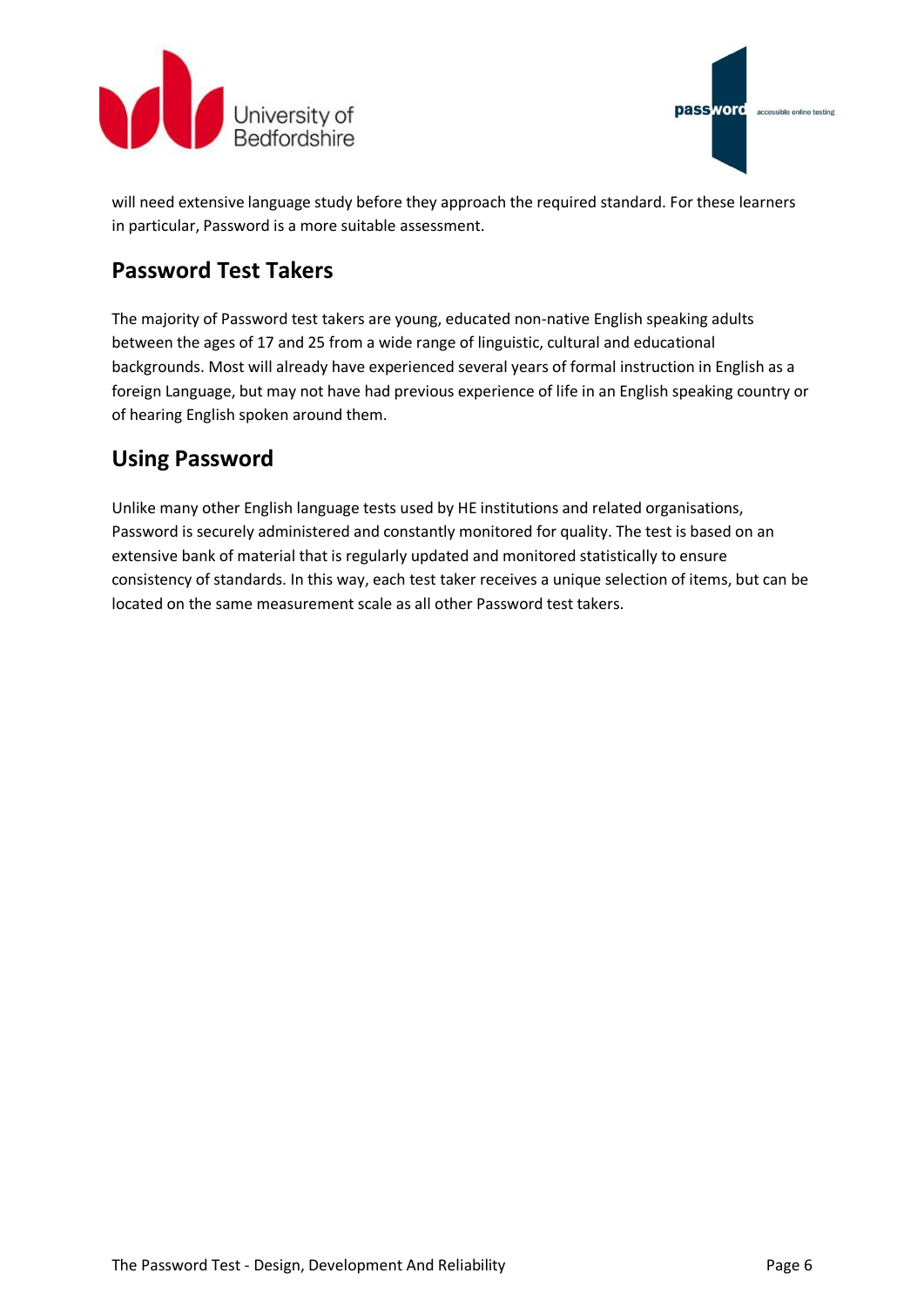will need extensive language study before they approach the required standard. For these learners in particular, Password is a more suitable assessment.

## Password Test Takers

The majority of Password test takers are young, educated non-native English speaking adults between the ages of 17 and 25 from a wide range of linguistic, cultural and educational backgrounds. Most will already have experienced several years of formal instruction in English as a foreign Language, but may not have had previous experience of life in an English speaking country or of hearing English spoken around them.

## Using Password

Unlike many other English language tests used by HE institutions and related organisations, Password is securely administered and constantly monitored for quality. The test is based on an extensive bank of material that is regularly updated and monitored statistically to ensure consistency of standards. In this way, each test taker receives a unique selection of items, but can be located on the same measurement scale as all other Password test takers.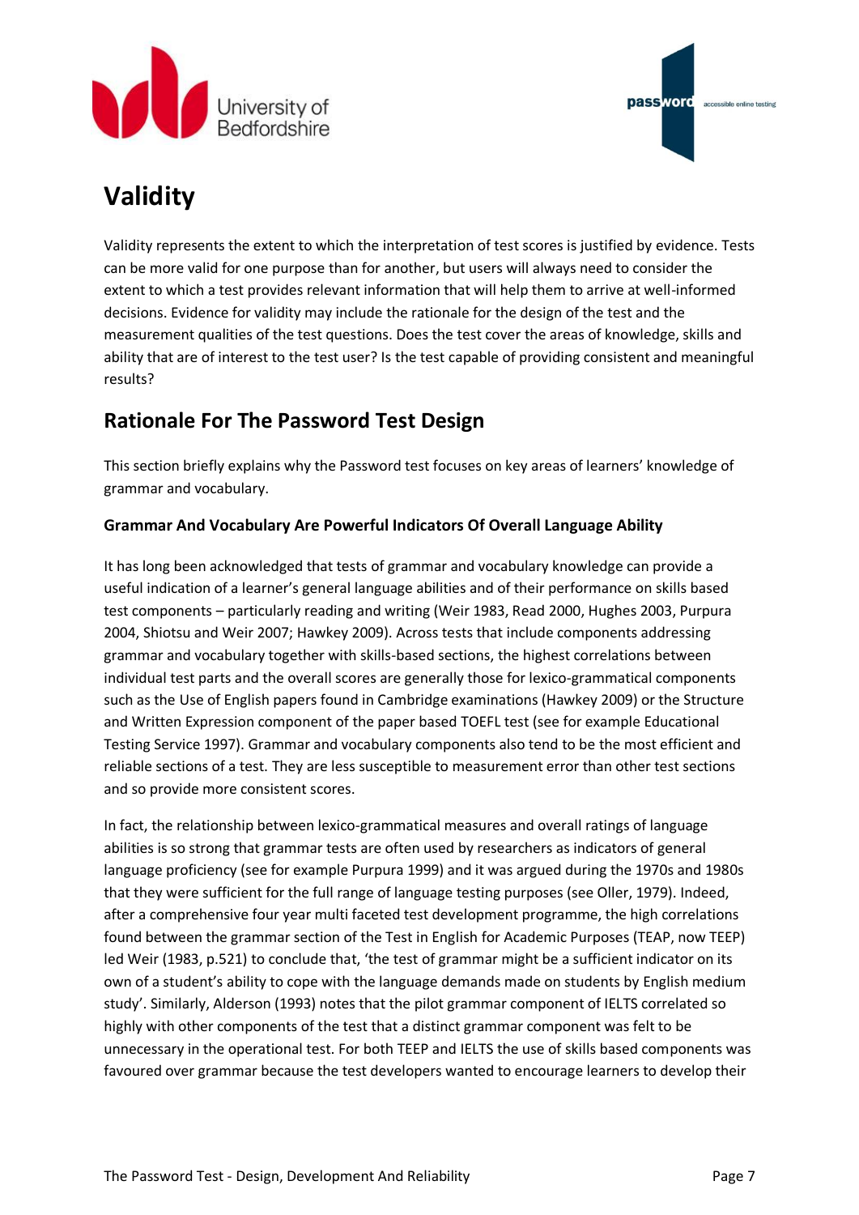# Validity

Validity represents the extent to which the interpretation of test scores is justified by evidence. Tests can be more valid for one purpose than for another, but users will always need to consider the extent to which a test provides relevant information that will help them to arrive at well-informed decisions. Evidence for validity may include the rationale for the design of the test and the measurement qualities of the test questions. Does the test cover the areas of knowledge, skills and ability that are of interest to the test user? Is the test capable of providing consistent and meaningful results?

## Rationale For The Password Test Design

This section briefly explains why the Password test focuses on key areas of learners' knowledge of grammar and vocabulary.

### Grammar And Vocabulary Are Powerful Indicators Of Overall Language Ability

It has long been acknowledged that tests of grammar and vocabulary knowledge can provide a useful indication of a learner's general language abilities and of their performance on skills based test components – particularly reading and writing (Weir 1983, Read 2000, Hughes 2003, Purpura 2004, Shiotsu and Weir 2007; Hawkey 2009). Across tests that include components addressing grammar and vocabulary together with skills-based sections, the highest correlations between individual test parts and the overall scores are generally those for lexico-grammatical components such as the Use of English papers found in Cambridge examinations (Hawkey 2009) or the Structure and Written Expression component of the paper based TOEFL test (see for example Educational Testing Service 1997). Grammar and vocabulary components also tend to be the most efficient and reliable sections of a test. They are less susceptible to measurement error than other test sections and so provide more consistent scores.

In fact, the relationship between lexico-grammatical measures and overall ratings of language abilities is so strong that grammar tests are often used by researchers as indicators of general language proficiency (see for example Purpura 1999) and it was argued during the 1970s and 1980s that they were sufficient for the full range of language testing purposes (see Oller, 1979). Indeed, after a comprehensive four year multi faceted test development programme, the high correlations found between the grammar section of the Test in English for Academic Purposes (TEAP, now TEEP) led Weir (1983, p.521) to conclude that, 'the test of grammar might be a sufficient indicator on its own of a student's ability to cope with the language demands made on students by English medium study'. Similarly, Alderson (1993) notes that the pilot grammar component of IELTS correlated so highly with other components of the test that a distinct grammar component was felt to be unnecessary in the operational test. For both TEEP and IELTS the use of skills based components was favoured over grammar because the test developers wanted to encourage learners to develop their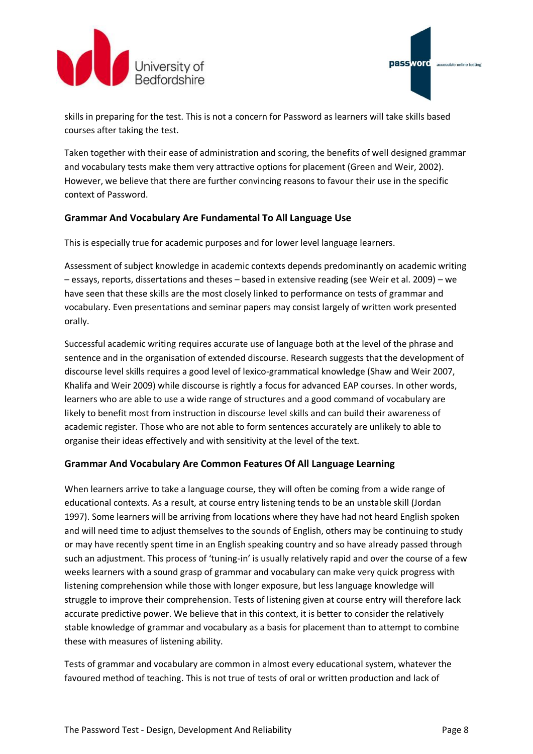skills in preparing for the test. This is not a concern for Password as learners will take skills based courses after taking the test.

Taken together with their ease of administration and scoring, the benefits of well designed grammar and vocabulary tests make them very attractive options for placement (Green and Weir, 2002). However, we believe that there are further convincing reasons to favour their use in the specific context of Password.

### Grammar And Vocabulary Are Fundamental To All Language Use

This is especially true for academic purposes and for lower level language learners.

Assessment of subject knowledge in academic contexts depends predominantly on academic writing – essays, reports, dissertations and theses – based in extensive reading (see Weir et al. 2009) – we have seen that these skills are the most closely linked to performance on tests of grammar and vocabulary. Even presentations and seminar papers may consist largely of written work presented orally.

Successful academic writing requires accurate use of language both at the level of the phrase and sentence and in the organisation of extended discourse. Research suggests that the development of discourse level skills requires a good level of lexico-grammatical knowledge (Shaw and Weir 2007, Khalifa and Weir 2009) while discourse is rightly a focus for advanced EAP courses. In other words, learners who are able to use a wide range of structures and a good command of vocabulary are likely to benefit most from instruction in discourse level skills and can build their awareness of academic register. Those who are not able to form sentences accurately are unlikely to able to organise their ideas effectively and with sensitivity at the level of the text.

### Grammar And Vocabulary Are Common Features Of All Language Learning

When learners arrive to take a language course, they will often be coming from a wide range of educational contexts. As a result, at course entry listening tends to be an unstable skill (Jordan 1997). Some learners will be arriving from locations where they have had not heard English spoken and will need time to adjust themselves to the sounds of English, others may be continuing to study or may have recently spent time in an English speaking country and so have already passed through such an adjustment. This process of 'tuning-in' is usually relatively rapid and over the course of a few weeks learners with a sound grasp of grammar and vocabulary can make very quick progress with listening comprehension while those with longer exposure, but less language knowledge will struggle to improve their comprehension. Tests of listening given at course entry will therefore lack accurate predictive power. We believe that in this context, it is better to consider the relatively stable knowledge of grammar and vocabulary as a basis for placement than to attempt to combine these with measures of listening ability.

Tests of grammar and vocabulary are common in almost every educational system, whatever the favoured method of teaching. This is not true of tests of oral or written production and lack of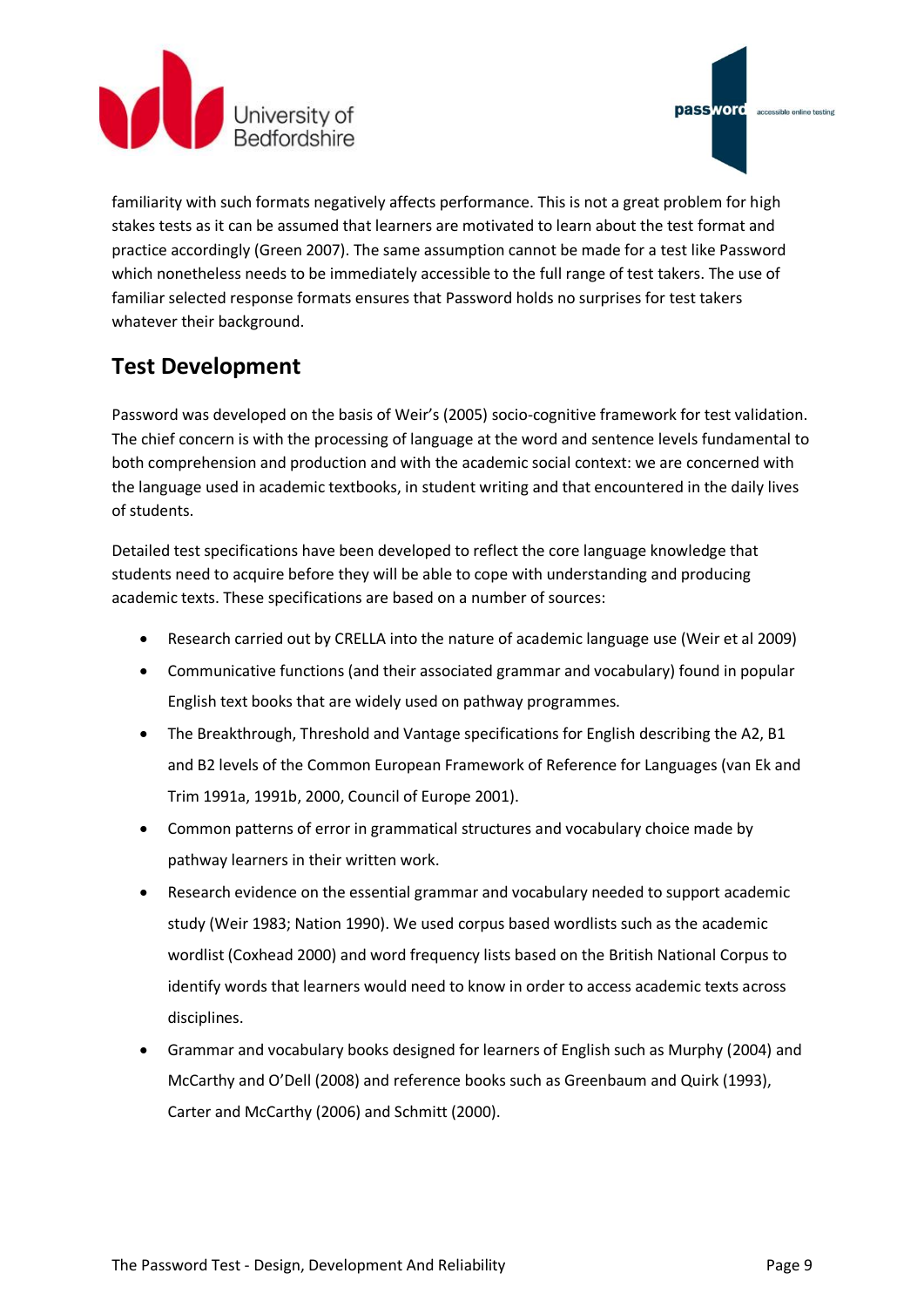familiarity with such formats negatively affects performance. This is not a great problem for high stakes tests as it can be assumed that learners are motivated to learn about the test format and practice accordingly (Green 2007). The same assumption cannot be made for a test like Password which nonetheless needs to be immediately accessible to the full range of test takers. The use of familiar selected response formats ensures that Password holds no surprises for test takers whatever their background.

## Test Development

Password was developed on the basis of Weir's (2005) socio-cognitive framework for test validation. The chief concern is with the processing of language at the word and sentence levels fundamental to both comprehension and production and with the academic social context: we are concerned with the language used in academic textbooks, in student writing and that encountered in the daily lives of students.

Detailed test specifications have been developed to reflect the core language knowledge that students need to acquire before they will be able to cope with understanding and producing academic texts. These specifications are based on a number of sources:

- Research carried out by CRELLA into the nature of academic language use (Weir et al 2009)
- Communicative functions (and their associated grammar and vocabulary) found in popular English text books that are widely used on pathway programmes.
- The Breakthrough, Threshold and Vantage specifications for English describing the A2, B1 and B2 levels of the Common European Framework of Reference for Languages (van Ek and Trim 1991a, 1991b, 2000, Council of Europe 2001).
- Common patterns of error in grammatical structures and vocabulary choice made by pathway learners in their written work.
- Research evidence on the essential grammar and vocabulary needed to support academic study (Weir 1983; Nation 1990). We used corpus based wordlists such as the academic wordlist (Coxhead 2000) and word frequency lists based on the British National Corpus to identify words that learners would need to know in order to access academic texts across disciplines.
- Grammar and vocabulary books designed for learners of English such as Murphy (2004) and McCarthy and O'Dell (2008) and reference books such as Greenbaum and Quirk (1993), Carter and McCarthy (2006) and Schmitt (2000).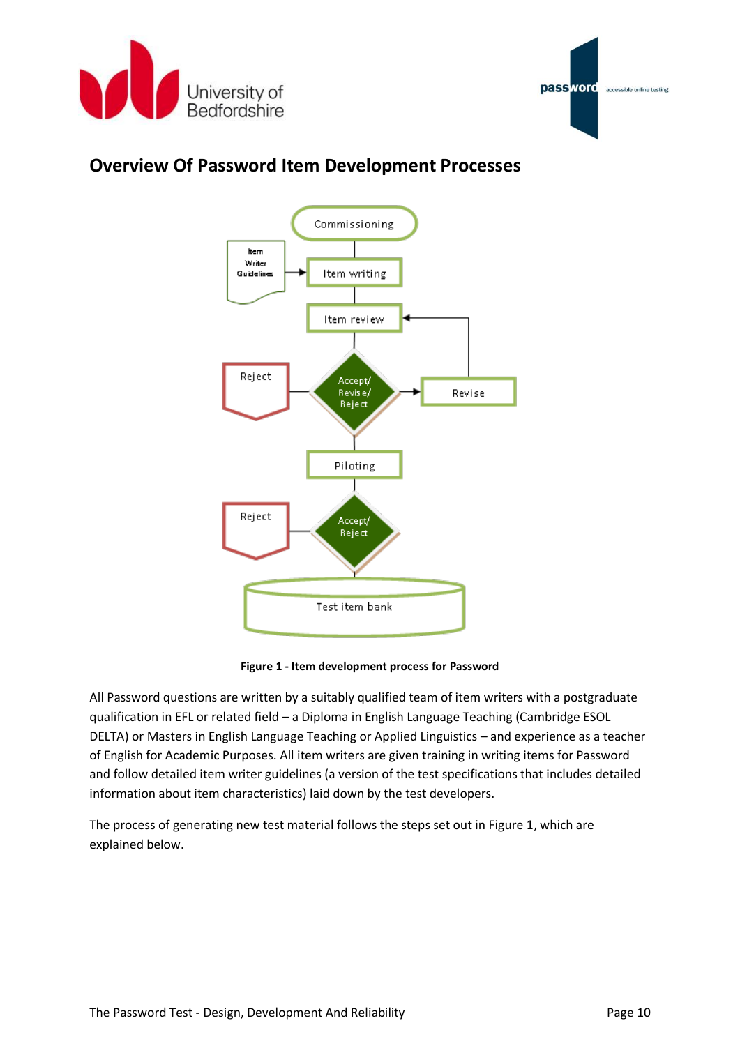## Overview Of Password Item Development Processes

Commissioning

Item Writer Guidelines

Item writing

Item review

Reject

Accept/ Revise/ Reject

Revise

Piloting

Reject

Accept/ Reject

Test item bank

**Figure 1 - Item development process for Password**

All Password questions are written by a suitably qualified team of item writers with a postgraduate qualification in EFL or related field – a Diploma in English Language Teaching (Cambridge ESOL DELTA) or Masters in English Language Teaching or Applied Linguistics – and experience as a teacher of English for Academic Purposes. All item writers are given training in writing items for Password and follow detailed item writer guidelines (a version of the test specifications that includes detailed information about item characteristics) laid down by the test developers.

The process of generating new test material follows the steps set out in Figure 1, which are explained below.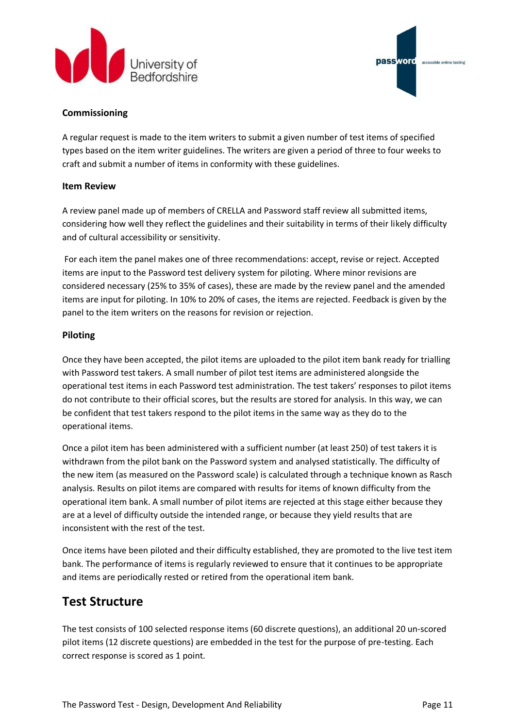### Commissioning

A regular request is made to the item writers to submit a given number of test items of specified types based on the item writer guidelines. The writers are given a period of three to four weeks to craft and submit a number of items in conformity with these guidelines.

### Item Review

A review panel made up of members of CRELLA and Password staff review all submitted items, considering how well they reflect the guidelines and their suitability in terms of their likely difficulty and of cultural accessibility or sensitivity.

For each item the panel makes one of three recommendations: accept, revise or reject. Accepted items are input to the Password test delivery system for piloting. Where minor revisions are considered necessary (25% to 35% of cases), these are made by the review panel and the amended items are input for piloting. In 10% to 20% of cases, the items are rejected. Feedback is given by the panel to the item writers on the reasons for revision or rejection.

### Piloting

Once they have been accepted, the pilot items are uploaded to the pilot item bank ready for trialling with Password test takers. A small number of pilot test items are administered alongside the operational test items in each Password test administration. The test takers' responses to pilot items do not contribute to their official scores, but the results are stored for analysis. In this way, we can be confident that test takers respond to the pilot items in the same way as they do to the operational items.

Once a pilot item has been administered with a sufficient number (at least 250) of test takers it is withdrawn from the pilot bank on the Password system and analysed statistically. The difficulty of the new item (as measured on the Password scale) is calculated through a technique known as Rasch analysis. Results on pilot items are compared with results for items of known difficulty from the operational item bank. A small number of pilot items are rejected at this stage either because they are at a level of difficulty outside the intended range, or because they yield results that are inconsistent with the rest of the test.

Once items have been piloted and their difficulty established, they are promoted to the live test item bank. The performance of items is regularly reviewed to ensure that it continues to be appropriate and items are periodically rested or retired from the operational item bank.

## Test Structure

The test consists of 100 selected response items (60 discrete questions), an additional 20 un-scored pilot items (12 discrete questions) are embedded in the test for the purpose of pre-testing. Each correct response is scored as 1 point.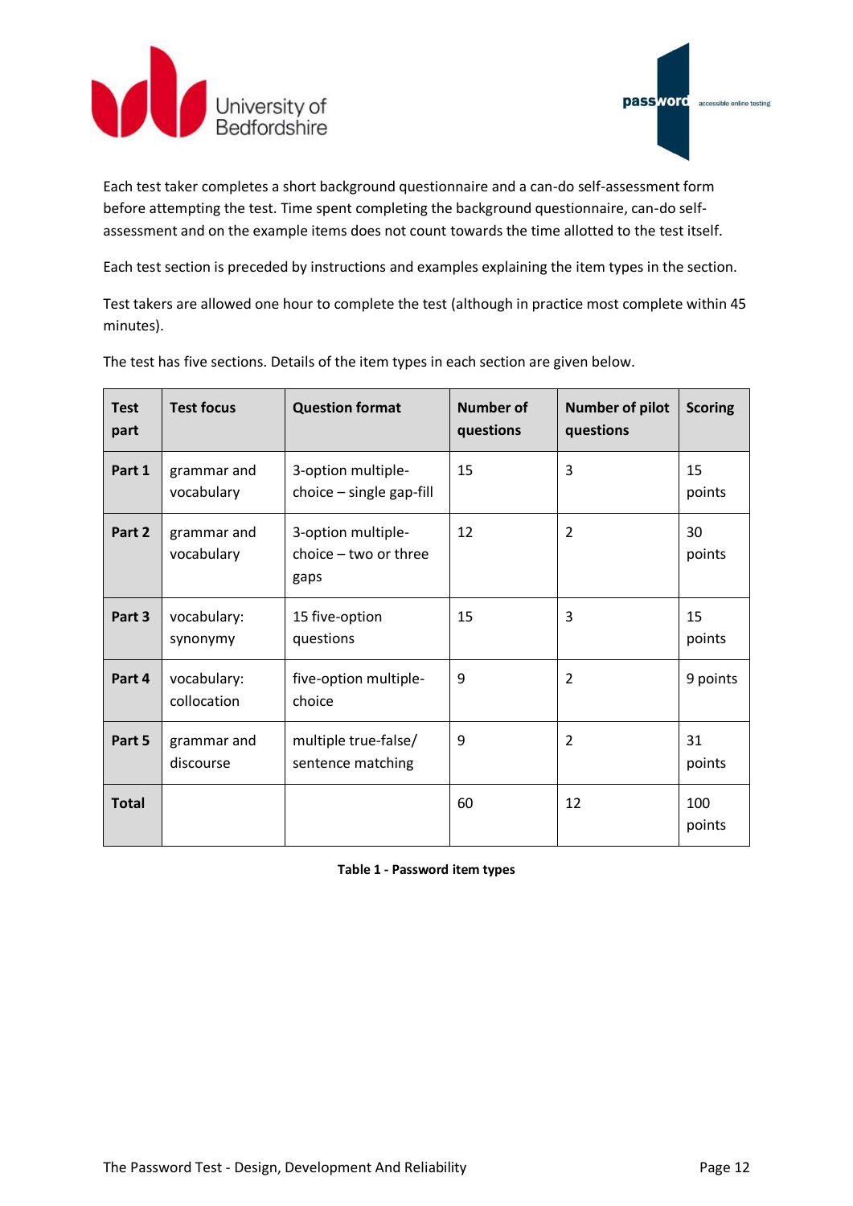Each test taker completes a short background questionnaire and a can-do self-assessment form before attempting the test. Time spent completing the background questionnaire, can-do self-assessment and on the example items does not count towards the time allotted to the test itself.

Each test section is preceded by instructions and examples explaining the item types in the section.

Test takers are allowed one hour to complete the test (although in practice most complete within 45 minutes).

The test has five sections. Details of the item types in each section are given below.

| Test part | Test focus | Question format | Number of questions | Number of pilot questions | Scoring |
|---|---|---|---|---|---|
| **Part 1** | grammar and vocabulary | 3-option multiple-choice – single gap-fill | 15 | 3 | 15 points |
| **Part 2** | grammar and vocabulary | 3-option multiple-choice – two or three gaps | 12 | 2 | 30 points |
| **Part 3** | vocabulary: synonymy | 15 five-option questions | 15 | 3 | 15 points |
| **Part 4** | vocabulary: collocation | five-option multiple-choice | 9 | 2 | 9 points |
| **Part 5** | grammar and discourse | multiple true-false/ sentence matching | 9 | 2 | 31 points |
| **Total** | | | 60 | 12 | 100 points |

**Table 1 - Password item types**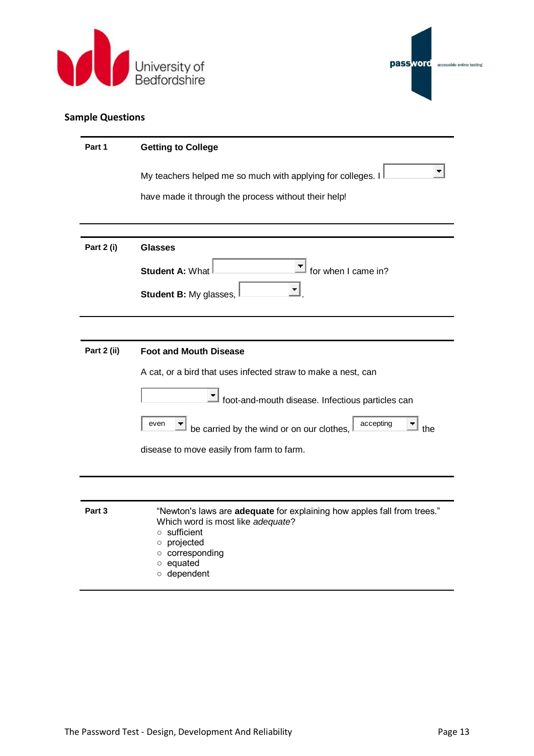## Sample Questions

**Part 1** — **Getting to College**

My teachers helped me so much with applying for colleges. I [ ▼ ] have made it through the process without their help!

---

**Part 2 (i)** — **Glasses**

**Student A:** What [ ▼ ] for when I came in?

**Student B:** My glasses, [ ▼ ].

---

**Part 2 (ii)** — **Foot and Mouth Disease**

A cat, or a bird that uses infected straw to make a nest, can [ ▼ ] foot-and-mouth disease. Infectious particles can [even ▼] be carried by the wind or on our clothes, [accepting ▼] the disease to move easily from farm to farm.

---

**Part 3**

"Newton's laws are **adequate** for explaining how apples fall from trees."
Which word is most like *adequate*?

- ○ sufficient
- ○ projected
- ○ corresponding
- ○ equated
- ○ dependent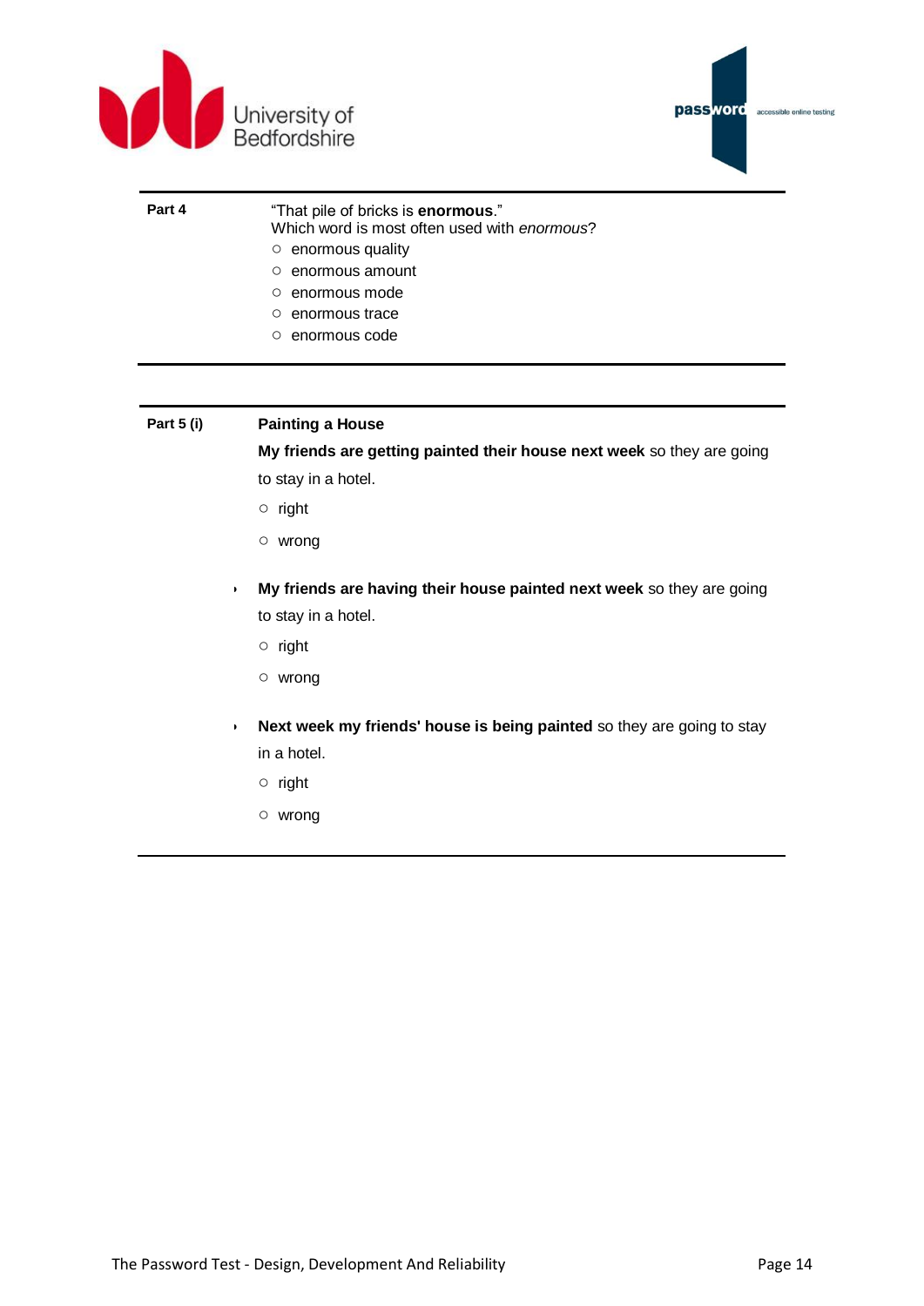**Part 4**

"That pile of bricks is **enormous**."
Which word is most often used with *enormous*?

- ○ enormous quality
- ○ enormous amount
- ○ enormous mode
- ○ enormous trace
- ○ enormous code

**Part 5 (i)**

**Painting a House**

**My friends are getting painted their house next week** so they are going to stay in a hotel.

- ○ right
- ○ wrong

**My friends are having their house painted next week** so they are going to stay in a hotel.

- ○ right
- ○ wrong

**Next week my friends' house is being painted** so they are going to stay in a hotel.

- ○ right
- ○ wrong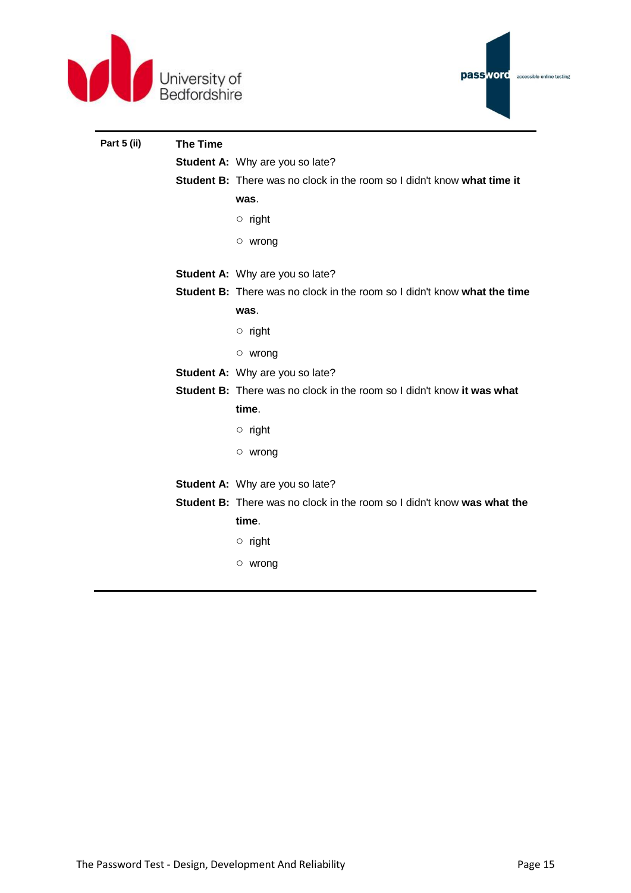**Part 5 (ii)** **The Time**

**Student A:** Why are you so late?

**Student B:** There was no clock in the room so I didn't know **what time it was**.

- ○ right
- ○ wrong

**Student A:** Why are you so late?

**Student B:** There was no clock in the room so I didn't know **what the time was**.

- ○ right
- ○ wrong

**Student A:** Why are you so late?

**Student B:** There was no clock in the room so I didn't know **it was what time**.

- ○ right
- ○ wrong

**Student A:** Why are you so late?

**Student B:** There was no clock in the room so I didn't know **was what the time**.

- ○ right
- ○ wrong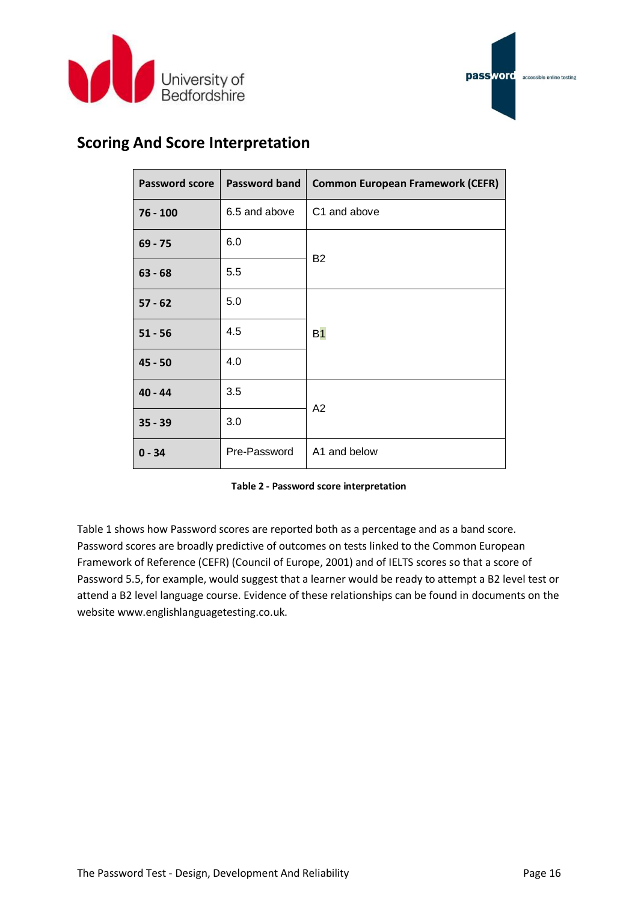## Scoring And Score Interpretation

| Password score | Password band | Common European Framework (CEFR) |
|---|---|---|
| **76 - 100** | 6.5 and above | C1 and above |
| **69 - 75** | 6.0 | B2 |
| **63 - 68** | 5.5 | |
| **57 - 62** | 5.0 | B1 |
| **51 - 56** | 4.5 | |
| **45 - 50** | 4.0 | |
| **40 - 44** | 3.5 | A2 |
| **35 - 39** | 3.0 | |
| **0 - 34** | Pre-Password | A1 and below |

**Table 2 - Password score interpretation**

Table 1 shows how Password scores are reported both as a percentage and as a band score. Password scores are broadly predictive of outcomes on tests linked to the Common European Framework of Reference (CEFR) (Council of Europe, 2001) and of IELTS scores so that a score of Password 5.5, for example, would suggest that a learner would be ready to attempt a B2 level test or attend a B2 level language course. Evidence of these relationships can be found in documents on the website www.englishlanguagetesting.co.uk.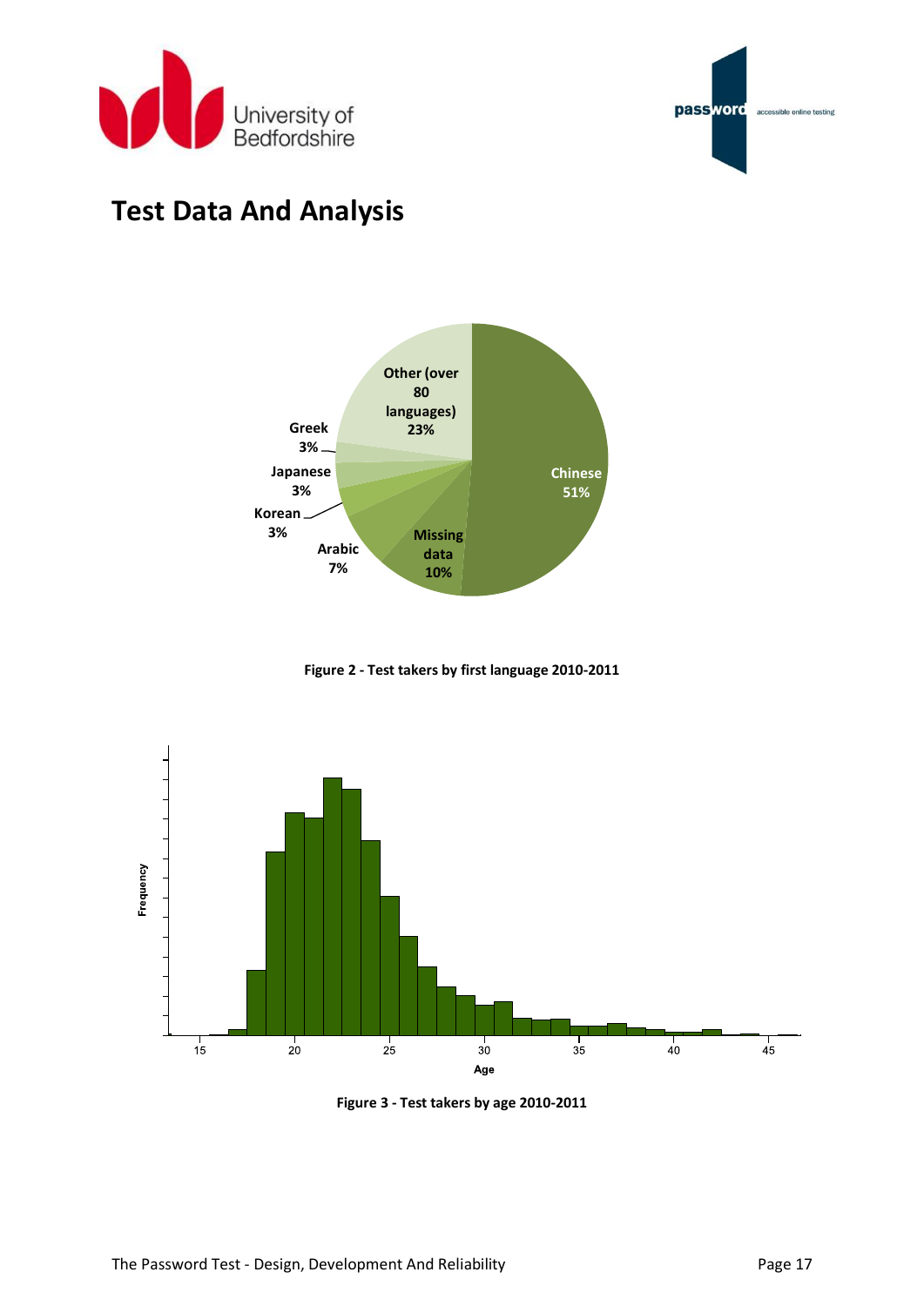# Test Data And Analysis

Other (over 80 languages) 23%

Greek 3%

Japanese 3%

Korean 3%

Arabic 7%

Missing data 10%

Chinese 51%

**Figure 2 - Test takers by first language 2010-2011**

Frequency

15 20 25 30 35 40 45

Age

**Figure 3 - Test takers by age 2010-2011**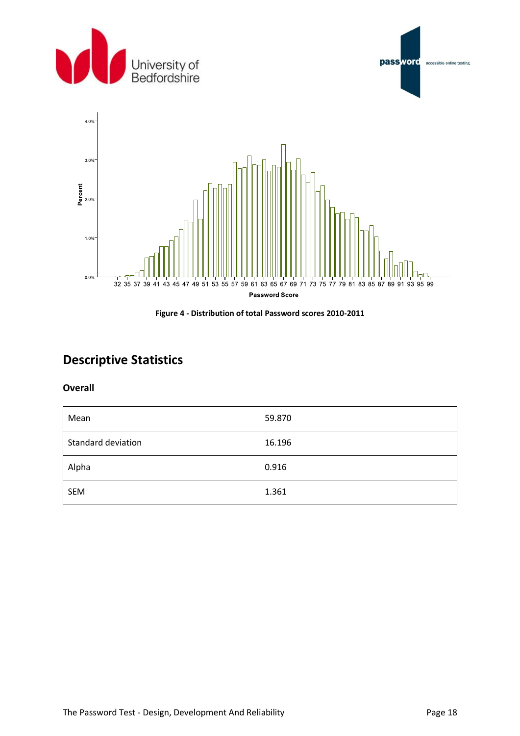4.0%
3.0%
2.0%
1.0%
0.0%

Percent

32 35 37 39 41 43 45 47 49 51 53 55 57 59 61 63 65 67 69 71 73 75 77 79 81 83 85 87 89 91 93 95 99

Password Score

**Figure 4 - Distribution of total Password scores 2010-2011**

## Descriptive Statistics

### Overall

| | |
|---|---|
| Mean | 59.870 |
| Standard deviation | 16.196 |
| Alpha | 0.916 |
| SEM | 1.361 |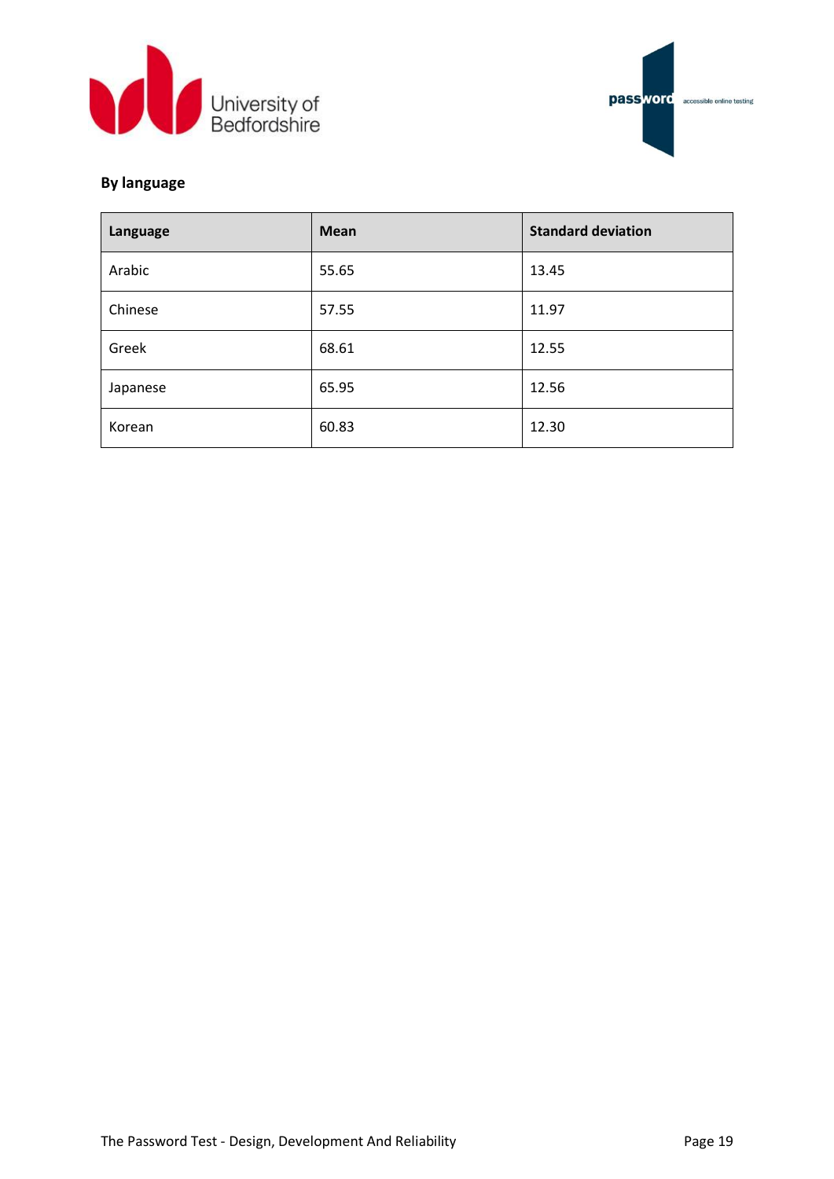**By language**

| Language | Mean | Standard deviation |
|---|---|---|
| Arabic | 55.65 | 13.45 |
| Chinese | 57.55 | 11.97 |
| Greek | 68.61 | 12.55 |
| Japanese | 65.95 | 12.56 |
| Korean | 60.83 | 12.30 |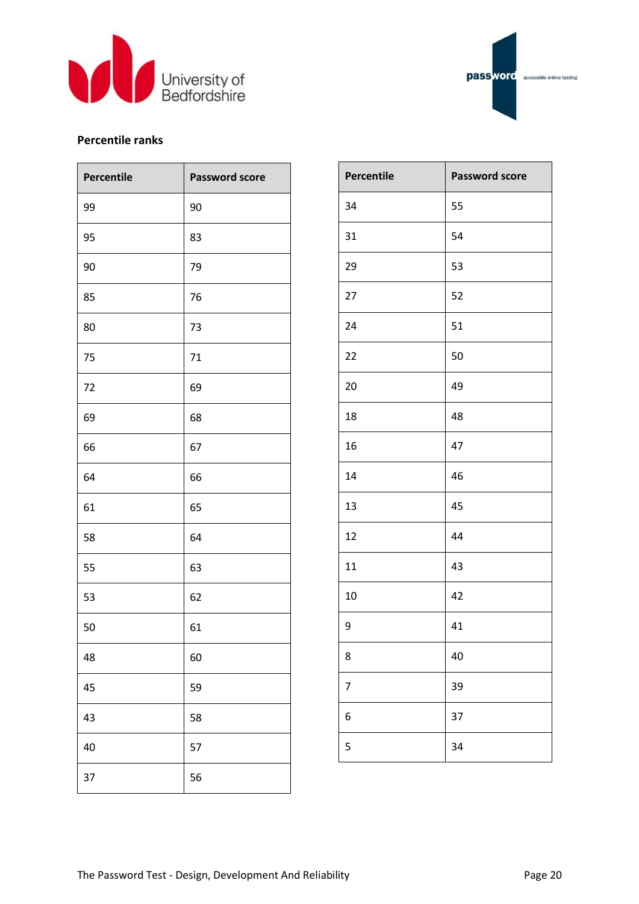**Percentile ranks**

| Percentile | Password score |
|---|---|
| 99 | 90 |
| 95 | 83 |
| 90 | 79 |
| 85 | 76 |
| 80 | 73 |
| 75 | 71 |
| 72 | 69 |
| 69 | 68 |
| 66 | 67 |
| 64 | 66 |
| 61 | 65 |
| 58 | 64 |
| 55 | 63 |
| 53 | 62 |
| 50 | 61 |
| 48 | 60 |
| 45 | 59 |
| 43 | 58 |
| 40 | 57 |
| 37 | 56 |

| Percentile | Password score |
|---|---|
| 34 | 55 |
| 31 | 54 |
| 29 | 53 |
| 27 | 52 |
| 24 | 51 |
| 22 | 50 |
| 20 | 49 |
| 18 | 48 |
| 16 | 47 |
| 14 | 46 |
| 13 | 45 |
| 12 | 44 |
| 11 | 43 |
| 10 | 42 |
| 9 | 41 |
| 8 | 40 |
| 7 | 39 |
| 6 | 37 |
| 5 | 34 |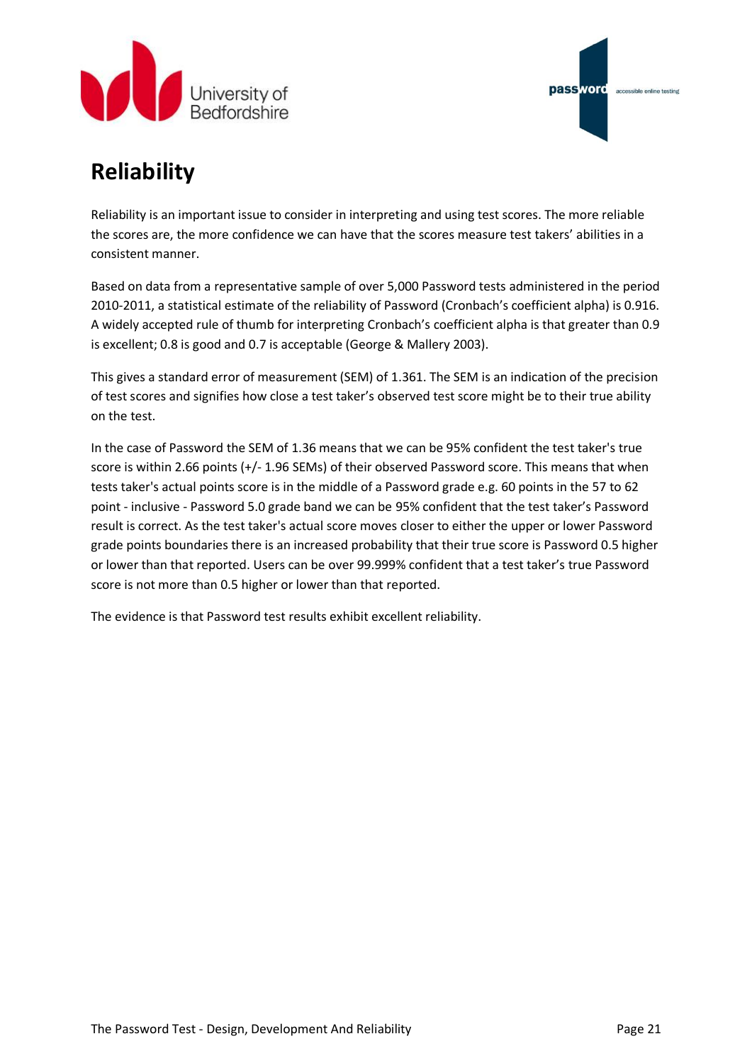# Reliability

Reliability is an important issue to consider in interpreting and using test scores. The more reliable the scores are, the more confidence we can have that the scores measure test takers' abilities in a consistent manner.

Based on data from a representative sample of over 5,000 Password tests administered in the period 2010-2011, a statistical estimate of the reliability of Password (Cronbach's coefficient alpha) is 0.916. A widely accepted rule of thumb for interpreting Cronbach's coefficient alpha is that greater than 0.9 is excellent; 0.8 is good and 0.7 is acceptable (George & Mallery 2003).

This gives a standard error of measurement (SEM) of 1.361. The SEM is an indication of the precision of test scores and signifies how close a test taker's observed test score might be to their true ability on the test.

In the case of Password the SEM of 1.36 means that we can be 95% confident the test taker's true score is within 2.66 points (+/- 1.96 SEMs) of their observed Password score. This means that when tests taker's actual points score is in the middle of a Password grade e.g. 60 points in the 57 to 62 point - inclusive - Password 5.0 grade band we can be 95% confident that the test taker's Password result is correct. As the test taker's actual score moves closer to either the upper or lower Password grade points boundaries there is an increased probability that their true score is Password 0.5 higher or lower than that reported. Users can be over 99.999% confident that a test taker's true Password score is not more than 0.5 higher or lower than that reported.

The evidence is that Password test results exhibit excellent reliability.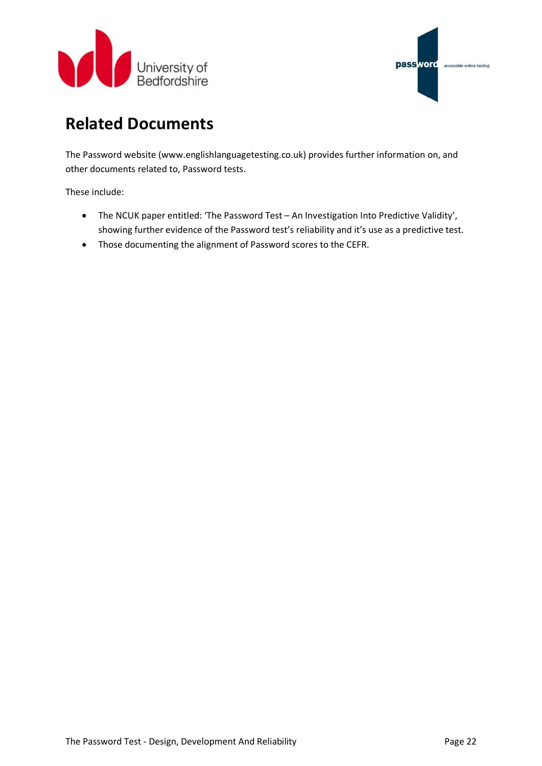## Related Documents

The Password website (www.englishlanguagetesting.co.uk) provides further information on, and other documents related to, Password tests.

These include:

- The NCUK paper entitled: 'The Password Test – An Investigation Into Predictive Validity', showing further evidence of the Password test's reliability and it's use as a predictive test.
- Those documenting the alignment of Password scores to the CEFR.